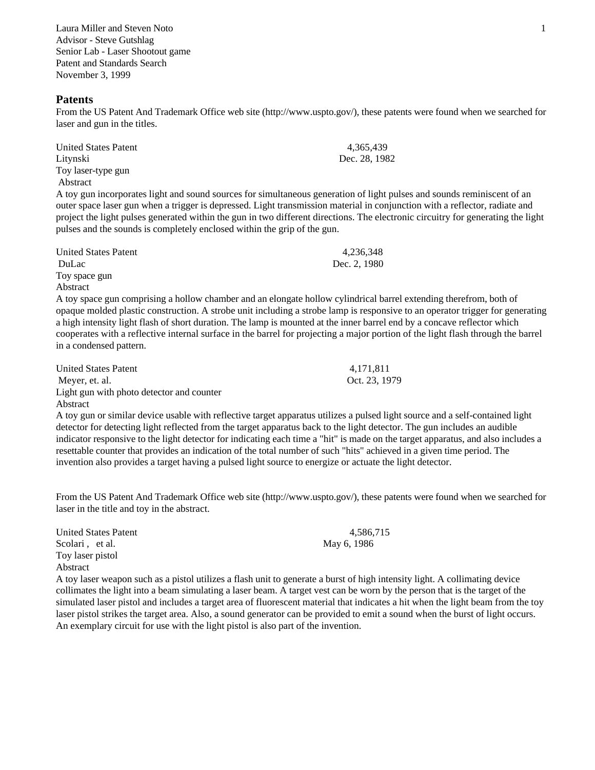Laura Miller and Steven Noto
Advisor - Steve Gutshlag
Senior Lab - Laser Shootout game
Patent and Standards Search
November 3, 1999

## Patents

From the US Patent And Trademark Office web site (http://www.uspto.gov/), these patents were found when we searched for laser and gun in the titles.

United States Patent 4,365,439
Litynski Dec. 28, 1982
Toy laser-type gun
Abstract
A toy gun incorporates light and sound sources for simultaneous generation of light pulses and sounds reminiscent of an outer space laser gun when a trigger is depressed. Light transmission material in conjunction with a reflector, radiate and project the light pulses generated within the gun in two different directions. The electronic circuitry for generating the light pulses and the sounds is completely enclosed within the grip of the gun.

United States Patent 4,236,348
DuLac Dec. 2, 1980
Toy space gun
Abstract
A toy space gun comprising a hollow chamber and an elongate hollow cylindrical barrel extending therefrom, both of opaque molded plastic construction. A strobe unit including a strobe lamp is responsive to an operator trigger for generating a high intensity light flash of short duration. The lamp is mounted at the inner barrel end by a concave reflector which cooperates with a reflective internal surface in the barrel for projecting a major portion of the light flash through the barrel in a condensed pattern.

United States Patent 4,171,811
Meyer, et. al. Oct. 23, 1979
Light gun with photo detector and counter
Abstract
A toy gun or similar device usable with reflective target apparatus utilizes a pulsed light source and a self-contained light detector for detecting light reflected from the target apparatus back to the light detector. The gun includes an audible indicator responsive to the light detector for indicating each time a "hit" is made on the target apparatus, and also includes a resettable counter that provides an indication of the total number of such "hits" achieved in a given time period. The invention also provides a target having a pulsed light source to energize or actuate the light detector.

From the US Patent And Trademark Office web site (http://www.uspto.gov/), these patents were found when we searched for laser in the title and toy in the abstract.

United States Patent 4,586,715
Scolari , et al. May 6, 1986
Toy laser pistol
Abstract
A toy laser weapon such as a pistol utilizes a flash unit to generate a burst of high intensity light. A collimating device collimates the light into a beam simulating a laser beam. A target vest can be worn by the person that is the target of the simulated laser pistol and includes a target area of fluorescent material that indicates a hit when the light beam from the toy laser pistol strikes the target area. Also, a sound generator can be provided to emit a sound when the burst of light occurs. An exemplary circuit for use with the light pistol is also part of the invention.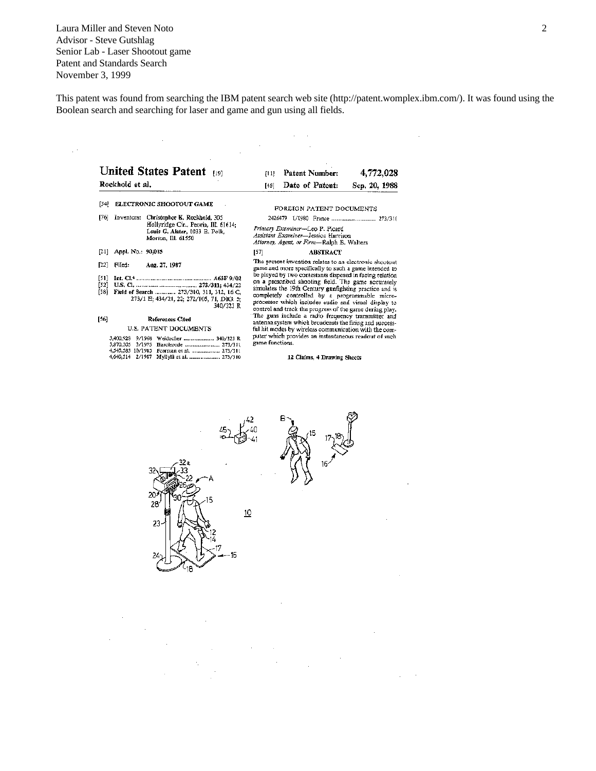Laura Miller and Steven Noto
Advisor - Steve Gutshlag
Senior Lab - Laser Shootout game
Patent and Standards Search
November 3, 1999

This patent was found from searching the IBM patent search web site (http://patent.womplex.ibm.com/). It was found using the Boolean search and searching for laser and game and gun using all fields.

**United States Patent** [19]
**Rockhold et al.**

[11] **Patent Number:** **4,772,028**
[45] **Date of Patent:** **Sep. 20, 1988**

[54] **ELECTRONIC SHOOTOUT GAME**

[76] Inventors: **Christopher K. Rockhold**, 305 Hollyridge Cir., Peoria, Ill. 61614; **Louis G. Alster**, 1033 E. Polk, Morton, Ill. 61550

[21] Appl. No.: **90,015**

[22] Filed: **Aug. 27, 1987**

[51] **Int. Cl.⁴** .................................... **A63F 9/02**
[52] **U.S. Cl.** .................................... **273/311; 434/22**
[58] **Field of Search** ............ 273/310, 311, 312, 16 C, 273/1 E; 434/21, 22; 272/105, 71, DIG. 5; 340/323 R

[56] **References Cited**

U.S. PATENT DOCUMENTS

| | | | |
|---|---|---|---|
| 3,400,928 | 9/1968 | Weidacher | 340/323 R |
| 3,870,305 | 3/1975 | Harclerode | 273/311 |
| 4,545,583 | 10/1985 | Pearman et al. | 273/311 |
| 4,640,514 | 2/1987 | Myllylä et al. | 273/310 |

FOREIGN PATENT DOCUMENTS

2426479 1/1980 France .................................. 273/311

*Primary Examiner*—Leo P. Picard
*Assistant Examiner*—Jessica Harrison
*Attorney, Agent, or Firm*—Ralph E. Walters

[57] **ABSTRACT**

The present invention relates to an electronic shootout game and more specifically to such a game intended to be played by two contestants disposed in facing relation on a prescribed shooting field. The game accurately simulates the 19th Century gunfighting practice and is completely controlled by a programmable microprocessor which includes audio and visual display to control and track the progress of the game during play. The guns include a radio frequency transmitter and antenna system which broadcasts the firing and successful hit modes by wireless communication with the computer which provides an instantaneous readout of such game functions.

**12 Claims, 4 Drawing Sheets**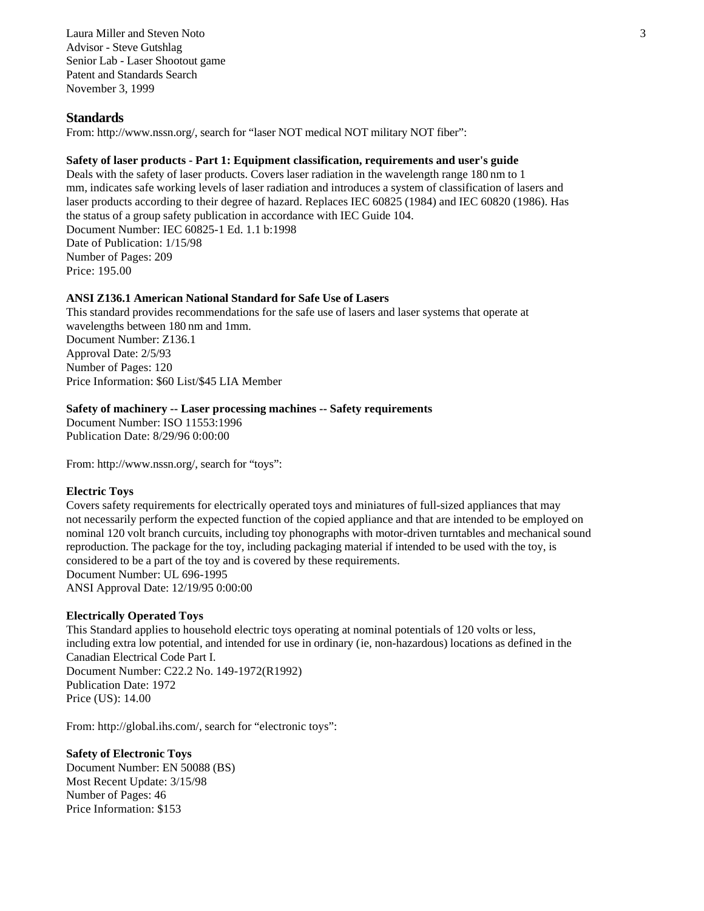Laura Miller and Steven Noto
Advisor - Steve Gutshlag
Senior Lab - Laser Shootout game
Patent and Standards Search
November 3, 1999

## Standards

From: http://www.nssn.org/, search for "laser NOT medical NOT military NOT fiber":

**Safety of laser products - Part 1: Equipment classification, requirements and user's guide**
Deals with the safety of laser products. Covers laser radiation in the wavelength range 180 nm to 1 mm, indicates safe working levels of laser radiation and introduces a system of classification of lasers and laser products according to their degree of hazard. Replaces IEC 60825 (1984) and IEC 60820 (1986). Has the status of a group safety publication in accordance with IEC Guide 104.
Document Number: IEC 60825-1 Ed. 1.1 b:1998
Date of Publication: 1/15/98
Number of Pages: 209
Price: 195.00

**ANSI Z136.1 American National Standard for Safe Use of Lasers**
This standard provides recommendations for the safe use of lasers and laser systems that operate at wavelengths between 180 nm and 1mm.
Document Number: Z136.1
Approval Date: 2/5/93
Number of Pages: 120
Price Information: $60 List/$45 LIA Member

**Safety of machinery -- Laser processing machines -- Safety requirements**
Document Number: ISO 11553:1996
Publication Date: 8/29/96 0:00:00

From: http://www.nssn.org/, search for "toys":

**Electric Toys**
Covers safety requirements for electrically operated toys and miniatures of full-sized appliances that may not necessarily perform the expected function of the copied appliance and that are intended to be employed on nominal 120 volt branch curcuits, including toy phonographs with motor-driven turntables and mechanical sound reproduction. The package for the toy, including packaging material if intended to be used with the toy, is considered to be a part of the toy and is covered by these requirements.
Document Number: UL 696-1995
ANSI Approval Date: 12/19/95 0:00:00

**Electrically Operated Toys**
This Standard applies to household electric toys operating at nominal potentials of 120 volts or less, including extra low potential, and intended for use in ordinary (ie, non-hazardous) locations as defined in the Canadian Electrical Code Part I.
Document Number: C22.2 No. 149-1972(R1992)
Publication Date: 1972
Price (US): 14.00

From: http://global.ihs.com/, search for "electronic toys":

**Safety of Electronic Toys**
Document Number: EN 50088 (BS)
Most Recent Update: 3/15/98
Number of Pages: 46
Price Information: $153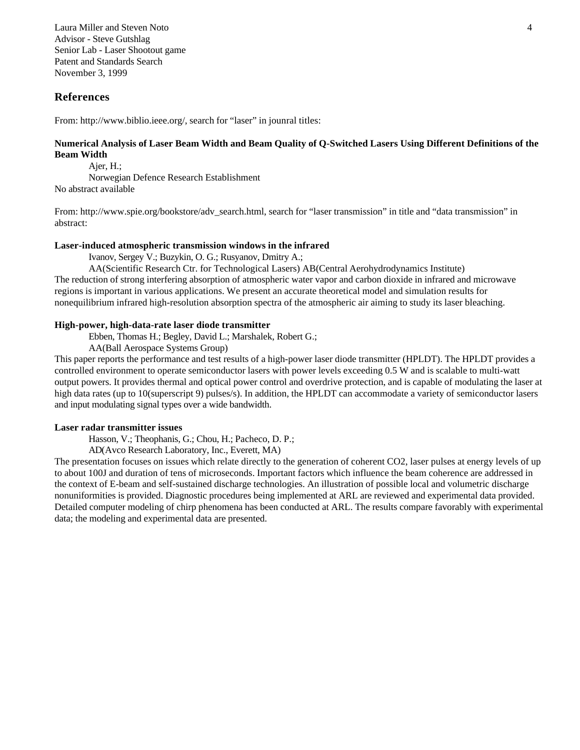## References

From: http://www.biblio.ieee.org/, search for "laser" in jounral titles:

**Numerical Analysis of Laser Beam Width and Beam Quality of Q-Switched Lasers Using Different Definitions of the Beam Width**

Ajer, H.;
Norwegian Defence Research Establishment

No abstract available

From: http://www.spie.org/bookstore/adv_search.html, search for "laser transmission" in title and "data transmission" in abstract:

**Laser-induced atmospheric transmission windows in the infrared**

Ivanov, Sergey V.; Buzykin, O. G.; Rusyanov, Dmitry A.;
AA(Scientific Research Ctr. for Technological Lasers) AB(Central Aerohydrodynamics Institute)

The reduction of strong interfering absorption of atmospheric water vapor and carbon dioxide in infrared and microwave regions is important in various applications. We present an accurate theoretical model and simulation results for nonequilibrium infrared high-resolution absorption spectra of the atmospheric air aiming to study its laser bleaching.

**High-power, high-data-rate laser diode transmitter**

Ebben, Thomas H.; Begley, David L.; Marshalek, Robert G.;
AA(Ball Aerospace Systems Group)

This paper reports the performance and test results of a high-power laser diode transmitter (HPLDT). The HPLDT provides a controlled environment to operate semiconductor lasers with power levels exceeding 0.5 W and is scalable to multi-watt output powers. It provides thermal and optical power control and overdrive protection, and is capable of modulating the laser at high data rates (up to 10(superscript 9) pulses/s). In addition, the HPLDT can accommodate a variety of semiconductor lasers and input modulating signal types over a wide bandwidth.

**Laser radar transmitter issues**

Hasson, V.; Theophanis, G.; Chou, H.; Pacheco, D. P.;
AD(Avco Research Laboratory, Inc., Everett, MA)

The presentation focuses on issues which relate directly to the generation of coherent CO2, laser pulses at energy levels of up to about 100J and duration of tens of microseconds. Important factors which influence the beam coherence are addressed in the context of E-beam and self-sustained discharge technologies. An illustration of possible local and volumetric discharge nonuniformities is provided. Diagnostic procedures being implemented at ARL are reviewed and experimental data provided. Detailed computer modeling of chirp phenomena has been conducted at ARL. The results compare favorably with experimental data; the modeling and experimental data are presented.